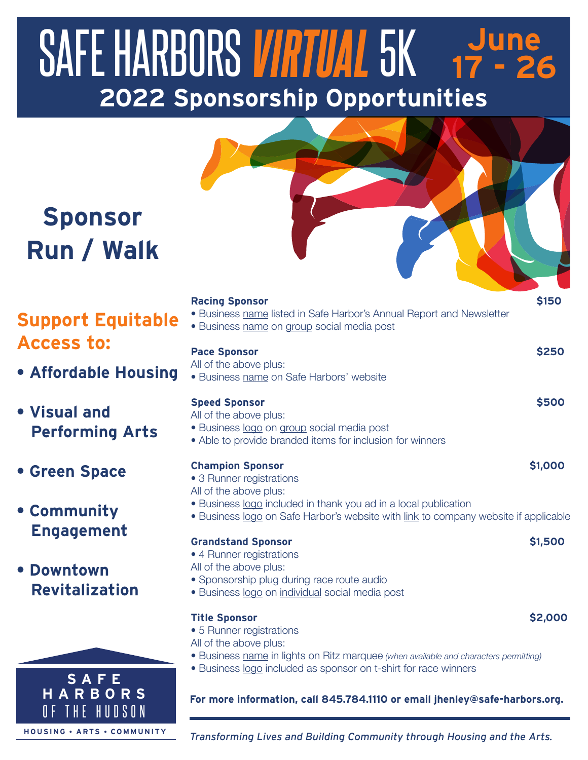# SAFE HARBORS *VIRTUAL* 5K June 17 - 26

## 2022 Sponsorship Opportunities

## Sponsor Run / Walk

### Support Equitable Access to:

- **Affordable Housing**
- **Visual and Performing Arts**
- **Green Space**
- **Community Engagement**
- **Downtown Revitalization**

**Racing Sponsor** **$150**
- Business name listed in Safe Harbor's Annual Report and Newsletter
- Business name on group social media post

**Pace Sponsor** **$250**
All of the above plus:
- Business name on Safe Harbors' website

**Speed Sponsor** **$500**
All of the above plus:
- Business logo on group social media post
- Able to provide branded items for inclusion for winners

**Champion Sponsor** **$1,000**
- 3 Runner registrations

All of the above plus:
- Business logo included in thank you ad in a local publication
- Business logo on Safe Harbor's website with link to company website if applicable

**Grandstand Sponsor** **$1,500**
- 4 Runner registrations

All of the above plus:
- Sponsorship plug during race route audio
- Business logo on individual social media post

**Title Sponsor** **$2,000**
- 5 Runner registrations

All of the above plus:
- Business name in lights on Ritz marquee *(when available and characters permitting)*
- Business logo included as sponsor on t-shirt for race winners

**For more information, call 845.784.1110 or email jhenley@safe-harbors.org.**

SAFE HARBORS OF THE HUDSON

HOUSING • ARTS • COMMUNITY

*Transforming Lives and Building Community through Housing and the Arts.*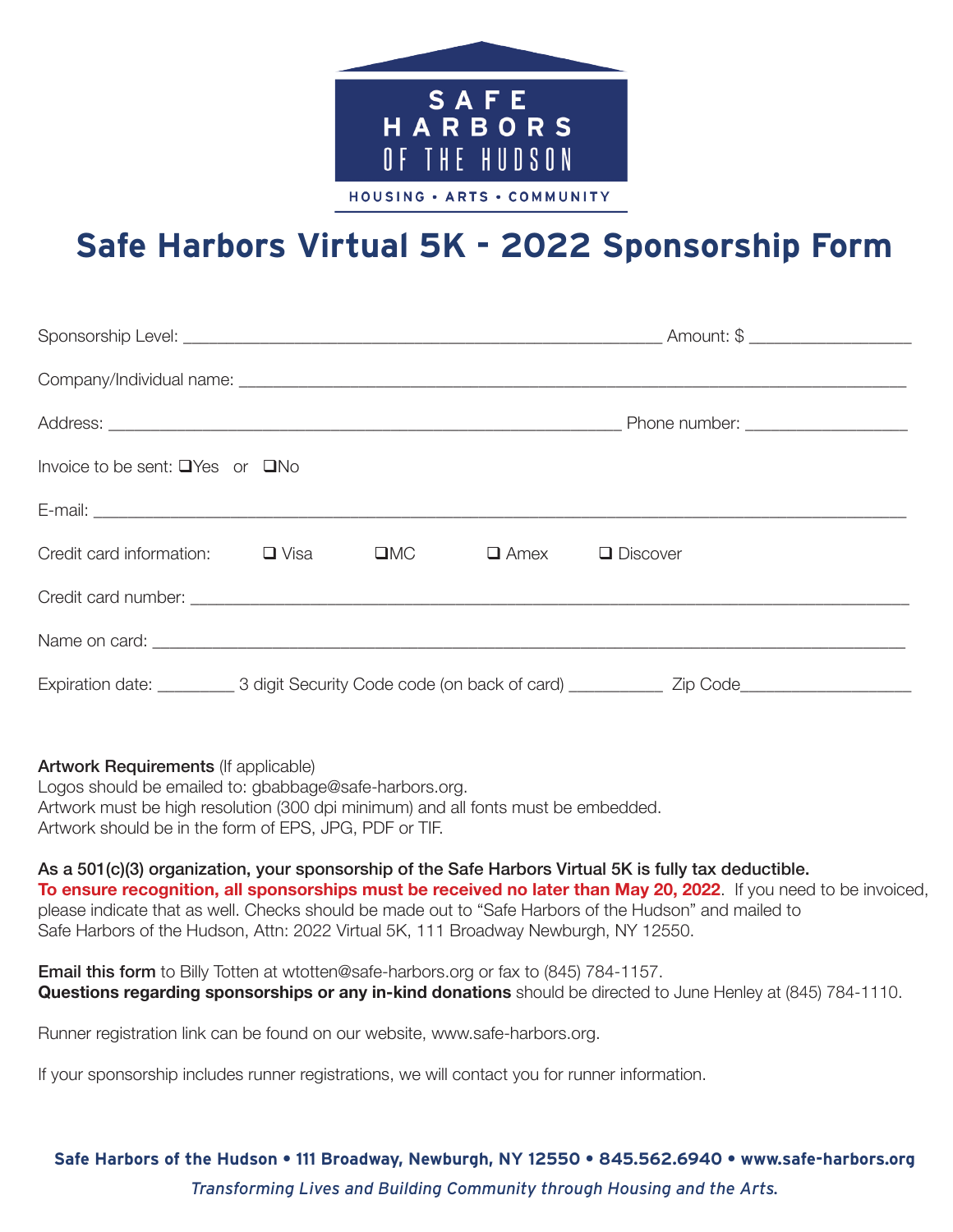SAFE HARBORS OF THE HUDSON

HOUSING • ARTS • COMMUNITY

# Safe Harbors Virtual 5K - 2022 Sponsorship Form

Sponsorship Level: ______________________________ Amount: $ __________

Company/Individual name: ________________________________________

Address: ______________________________ Phone number: __________

Invoice to be sent: ❑Yes or ❑No

E-mail: ________________________________________

Credit card information: ❑ Visa ❑MC ❑ Amex ❑ Discover

Credit card number: ________________________________________

Name on card: ________________________________________

Expiration date: ________ 3 digit Security Code code (on back of card) __________ Zip Code__________________

**Artwork Requirements** (If applicable)
Logos should be emailed to: gbabbage@safe-harbors.org.
Artwork must be high resolution (300 dpi minimum) and all fonts must be embedded.
Artwork should be in the form of EPS, JPG, PDF or TIF.

**As a 501(c)(3) organization, your sponsorship of the Safe Harbors Virtual 5K is fully tax deductible.**
**To ensure recognition, all sponsorships must be received no later than May 20, 2022**. If you need to be invoiced, please indicate that as well. Checks should be made out to "Safe Harbors of the Hudson" and mailed to Safe Harbors of the Hudson, Attn: 2022 Virtual 5K, 111 Broadway Newburgh, NY 12550.

**Email this form** to Billy Totten at wtotten@safe-harbors.org or fax to (845) 784-1157.
**Questions regarding sponsorships or any in-kind donations** should be directed to June Henley at (845) 784-1110.

Runner registration link can be found on our website, www.safe-harbors.org.

If your sponsorship includes runner registrations, we will contact you for runner information.

**Safe Harbors of the Hudson • 111 Broadway, Newburgh, NY 12550 • 845.562.6940 • www.safe-harbors.org**

*Transforming Lives and Building Community through Housing and the Arts.*